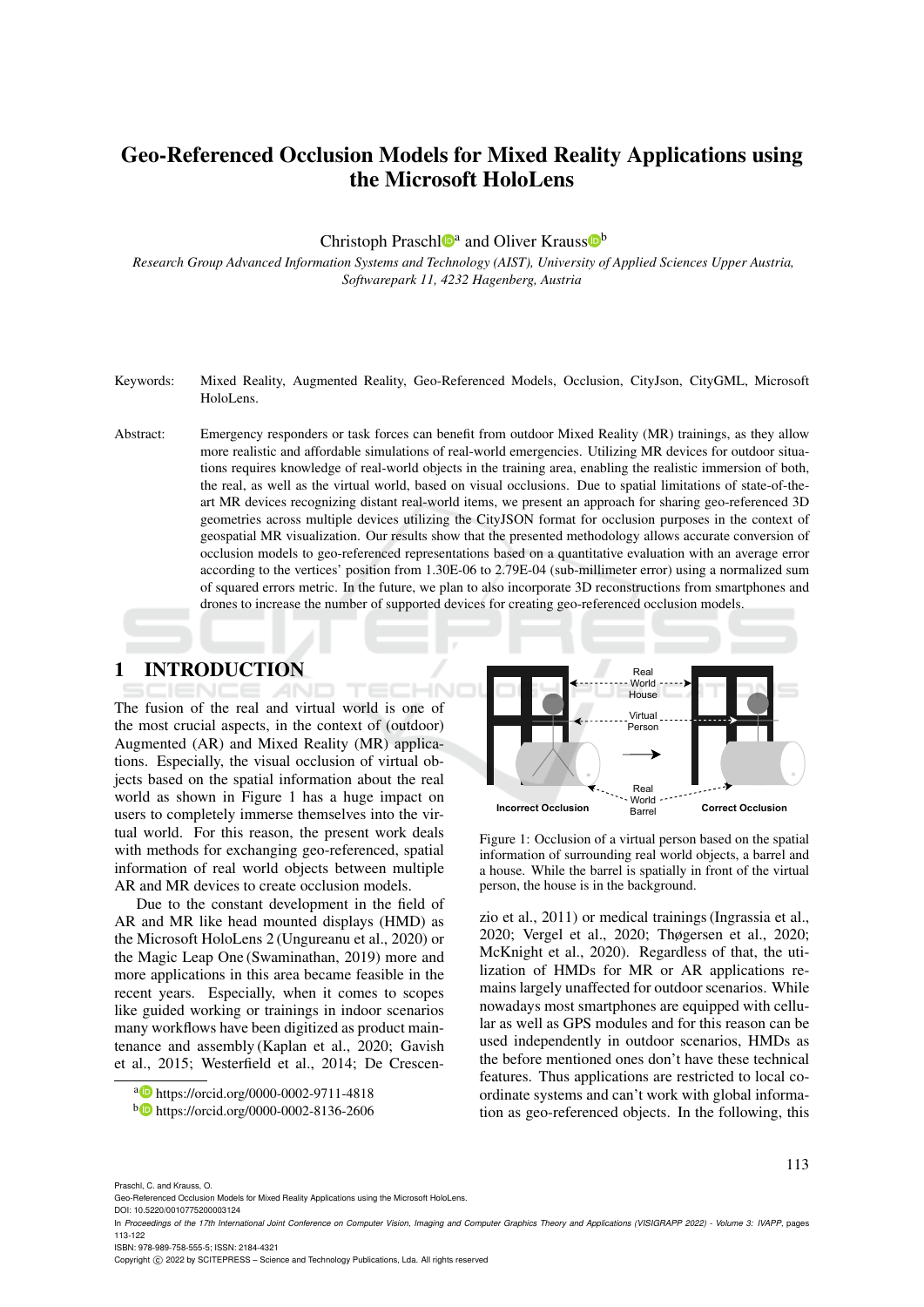# Geo-Referenced Occlusion Models for Mixed Reality Applications using the Microsoft HoloLens

Christoph Praschl[a] and Oliver Krauss[b]

*Research Group Advanced Information Systems and Technology (AIST), University of Applied Sciences Upper Austria, Softwarepark 11, 4232 Hagenberg, Austria*

Keywords: Mixed Reality, Augmented Reality, Geo-Referenced Models, Occlusion, CityJson, CityGML, Microsoft HoloLens.

Abstract: Emergency responders or task forces can benefit from outdoor Mixed Reality (MR) trainings, as they allow more realistic and affordable simulations of real-world emergencies. Utilizing MR devices for outdoor situations requires knowledge of real-world objects in the training area, enabling the realistic immersion of both, the real, as well as the virtual world, based on visual occlusions. Due to spatial limitations of state-of-the-art MR devices recognizing distant real-world items, we present an approach for sharing geo-referenced 3D geometries across multiple devices utilizing the CityJSON format for occlusion purposes in the context of geospatial MR visualization. Our results show that the presented methodology allows accurate conversion of occlusion models to geo-referenced representations based on a quantitative evaluation with an average error according to the vertices' position from 1.30E-06 to 2.79E-04 (sub-millimeter error) using a normalized sum of squared errors metric. In the future, we plan to also incorporate 3D reconstructions from smartphones and drones to increase the number of supported devices for creating geo-referenced occlusion models.

## 1 INTRODUCTION

The fusion of the real and virtual world is one of the most crucial aspects, in the context of (outdoor) Augmented (AR) and Mixed Reality (MR) applications. Especially, the visual occlusion of virtual objects based on the spatial information about the real world as shown in Figure 1 has a huge impact on users to completely immerse themselves into the virtual world. For this reason, the present work deals with methods for exchanging geo-referenced, spatial information of real world objects between multiple AR and MR devices to create occlusion models.

Due to the constant development in the field of AR and MR like head mounted displays (HMD) as the Microsoft HoloLens 2 (Ungureanu et al., 2020) or the Magic Leap One (Swaminathan, 2019) more and more applications in this area became feasible in the recent years. Especially, when it comes to scopes like guided working or trainings in indoor scenarios many workflows have been digitized as product maintenance and assembly (Kaplan et al., 2020; Gavish et al., 2015; Westerfield et al., 2014; De Crescenzio et al., 2011) or medical trainings (Ingrassia et al., 2020; Vergel et al., 2020; Thøgersen et al., 2020; McKnight et al., 2020). Regardless of that, the utilization of HMDs for MR or AR applications remains largely unaffected for outdoor scenarios. While nowadays most smartphones are equipped with cellular as well as GPS modules and for this reason can be used independently in outdoor scenarios, HMDs as the before mentioned ones don't have these technical features. Thus applications are restricted to local coordinate systems and can't work with global information as geo-referenced objects. In the following, this

Real World House · Virtual Person · Real World Barrel · Incorrect Occlusion · Correct Occlusion

Figure 1: Occlusion of a virtual person based on the spatial information of surrounding real world objects, a barrel and a house. While the barrel is spatially in front of the virtual person, the house is in the background.

[a] https://orcid.org/0000-0002-9711-4818
[b] https://orcid.org/0000-0002-8136-2606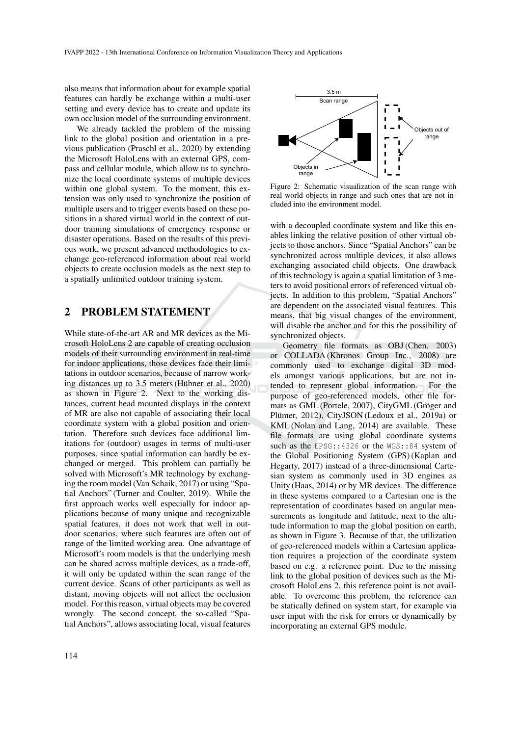also means that information about for example spatial features can hardly be exchange within a multi-user setting and every device has to create and update its own occlusion model of the surrounding environment.

We already tackled the problem of the missing link to the global position and orientation in a previous publication (Praschl et al., 2020) by extending the Microsoft HoloLens with an external GPS, compass and cellular module, which allow us to synchronize the local coordinate systems of multiple devices within one global system. To the moment, this extension was only used to synchronize the position of multiple users and to trigger events based on these positions in a shared virtual world in the context of outdoor training simulations of emergency response or disaster operations. Based on the results of this previous work, we present advanced methodologies to exchange geo-referenced information about real world objects to create occlusion models as the next step to a spatially unlimited outdoor training system.

## 2 PROBLEM STATEMENT

While state-of-the-art AR and MR devices as the Microsoft HoloLens 2 are capable of creating occlusion models of their surrounding environment in real-time for indoor applications, those devices face their limitations in outdoor scenarios, because of narrow working distances up to 3.5 meters (Hübner et al., 2020) as shown in Figure 2. Next to the working distances, current head mounted displays in the context of MR are also not capable of associating their local coordinate system with a global position and orientation. Therefore such devices face additional limitations for (outdoor) usages in terms of multi-user purposes, since spatial information can hardly be exchanged or merged. This problem can partially be solved with Microsoft's MR technology by exchanging the room model (Van Schaik, 2017) or using "Spatial Anchors" (Turner and Coulter, 2019). While the first approach works well especially for indoor applications because of many unique and recognizable spatial features, it does not work that well in outdoor scenarios, where such features are often out of range of the limited working area. One advantage of Microsoft's room models is that the underlying mesh can be shared across multiple devices, as a trade-off, it will only be updated within the scan range of the current device. Scans of other participants as well as distant, moving objects will not affect the occlusion model. For this reason, virtual objects may be covered wrongly. The second concept, the so-called "Spatial Anchors", allows associating local, visual features with a decoupled coordinate system and like this enables linking the relative position of other virtual objects to those anchors. Since "Spatial Anchors" can be synchronized across multiple devices, it also allows exchanging associated child objects. One drawback of this technology is again a spatial limitation of 3 meters to avoid positional errors of referenced virtual objects. In addition to this problem, "Spatial Anchors" are dependent on the associated visual features. This means, that big visual changes of the environment, will disable the anchor and for this the possibility of synchronized objects.

Figure 2: Schematic visualization of the scan range with real world objects in range and such ones that are not included into the environment model.

Geometry file formats as OBJ (Chen, 2003) or COLLADA (Khronos Group Inc., 2008) are commonly used to exchange digital 3D models amongst various applications, but are not intended to represent global information. For the purpose of geo-referenced models, other file formats as GML (Portele, 2007), CityGML (Gröger and Plümer, 2012), CityJSON (Ledoux et al., 2019a) or KML (Nolan and Lang, 2014) are available. These file formats are using global coordinate systems such as the `EPSG::4326` or the `WGS::84` system of the Global Positioning System (GPS) (Kaplan and Hegarty, 2017) instead of a three-dimensional Cartesian system as commonly used in 3D engines as Unity (Haas, 2014) or by MR devices. The difference in these systems compared to a Cartesian one is the representation of coordinates based on angular measurements as longitude and latitude, next to the altitude information to map the global position on earth, as shown in Figure 3. Because of that, the utilization of geo-referenced models within a Cartesian application requires a projection of the coordinate system based on e.g. a reference point. Due to the missing link to the global position of devices such as the Microsoft HoloLens 2, this reference point is not available. To overcome this problem, the reference can be statically defined on system start, for example via user input with the risk for errors or dynamically by incorporating an external GPS module.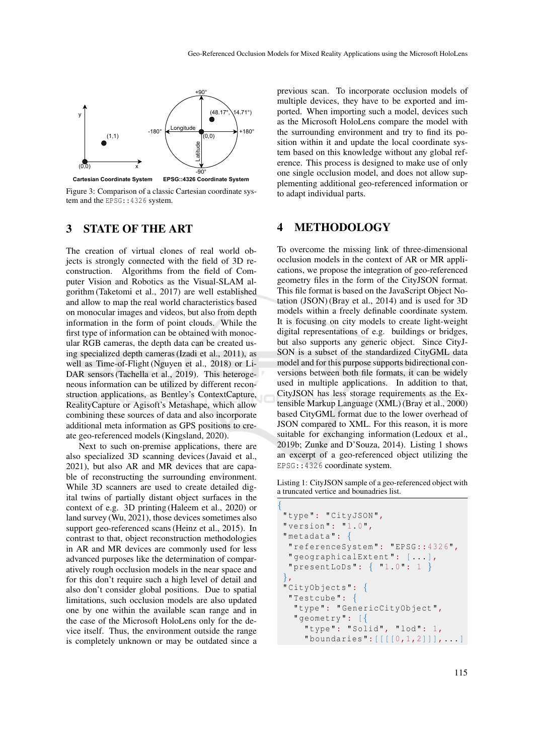Figure 3: Comparison of a classic Cartesian coordinate system and the `EPSG::4326` system.

## 3 STATE OF THE ART

The creation of virtual clones of real world objects is strongly connected with the field of 3D reconstruction. Algorithms from the field of Computer Vision and Robotics as the Visual-SLAM algorithm (Taketomi et al., 2017) are well established and allow to map the real world characteristics based on monocular images and videos, but also from depth information in the form of point clouds. While the first type of information can be obtained with monocular RGB cameras, the depth data can be created using specialized depth cameras (Izadi et al., 2011), as well as Time-of-Flight (Nguyen et al., 2018) or LiDAR sensors (Tachella et al., 2019). This heterogeneous information can be utilized by different reconstruction applications, as Bentley's ContextCapture, RealityCapture or Agisoft's Metashape, which allow combining these sources of data and also incorporate additional meta information as GPS positions to create geo-referenced models (Kingsland, 2020).

Next to such on-premise applications, there are also specialized 3D scanning devices (Javaid et al., 2021), but also AR and MR devices that are capable of reconstructing the surrounding environment. While 3D scanners are used to create detailed digital twins of partially distant object surfaces in the context of e.g. 3D printing (Haleem et al., 2020) or land survey (Wu, 2021), those devices sometimes also support geo-referenced scans (Heinz et al., 2015). In contrast to that, object reconstruction methodologies in AR and MR devices are commonly used for less advanced purposes like the determination of comparatively rough occlusion models in the near space and for this don't require such a high level of detail and also don't consider global positions. Due to spatial limitations, such occlusion models are also updated one by one within the available scan range and in the case of the Microsoft HoloLens only for the device itself. Thus, the environment outside the range is completely unknown or may be outdated since a previous scan. To incorporate occlusion models of multiple devices, they have to be exported and imported. When importing such a model, devices such as the Microsoft HoloLens compare the model with the surrounding environment and try to find its position within it and update the local coordinate system based on this knowledge without any global reference. This process is designed to make use of only one single occlusion model, and does not allow supplementing additional geo-referenced information or to adapt individual parts.

## 4 METHODOLOGY

To overcome the missing link of three-dimensional occlusion models in the context of AR or MR applications, we propose the integration of geo-referenced geometry files in the form of the CityJSON format. This file format is based on the JavaScript Object Notation (JSON) (Bray et al., 2014) and is used for 3D models within a freely definable coordinate system. It is focusing on city models to create light-weight digital representations of e.g. buildings or bridges, but also supports any generic object. Since CityJSON is a subset of the standardized CityGML data model and for this purpose supports bidirectional conversions between both file formats, it can be widely used in multiple applications. In addition to that, CityJSON has less storage requirements as the Extensible Markup Language (XML) (Bray et al., 2000) based CityGML format due to the lower overhead of JSON compared to XML. For this reason, it is more suitable for exchanging information (Ledoux et al., 2019b; Zunke and D'Souza, 2014). Listing 1 shows an excerpt of a geo-referenced object utilizing the `EPSG::4326` coordinate system.

Listing 1: CityJSON sample of a geo-referenced object with a truncated vertice and bounadries list.

```
{
 "type": "CityJSON",
 "version": "1.0",
 "metadata": {
  "referenceSystem": "EPSG::4326",
  "geographicalExtent": [...],
  "presentLoDs": { "1.0": 1 }
 },
 "CityObjects": {
  "Testcube": {
   "type": "GenericCityObject",
   "geometry": [{
     "type": "Solid", "lod": 1,
     "boundaries":[[[[0,1,2]]],...]
```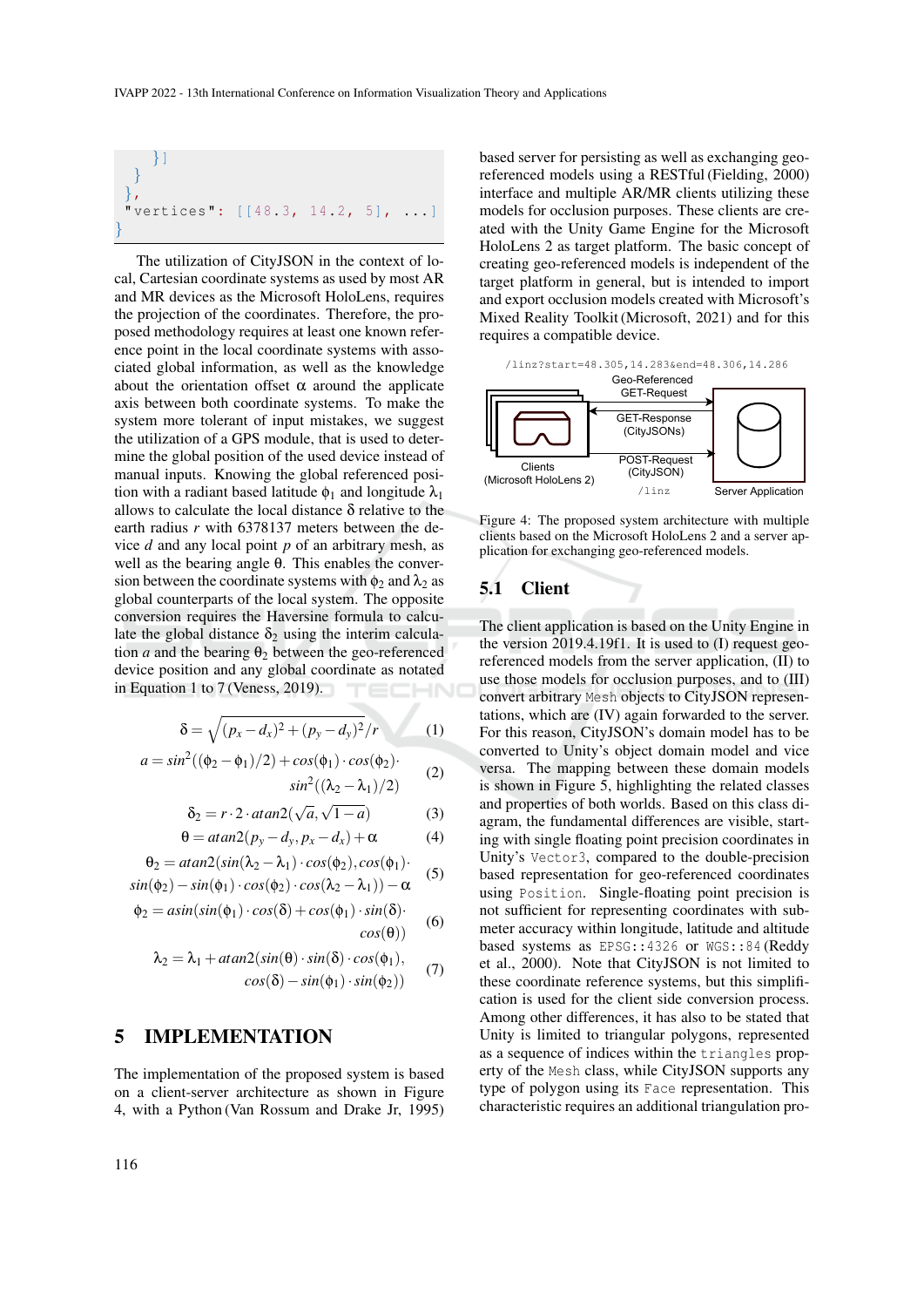```
      }]
    }
  },
  "vertices": [[48.3, 14.2, 5], ...]
}
```

The utilization of CityJSON in the context of local, Cartesian coordinate systems as used by most AR and MR devices as the Microsoft HoloLens, requires the projection of the coordinates. Therefore, the proposed methodology requires at least one known reference point in the local coordinate systems with associated global information, as well as the knowledge about the orientation offset $\alpha$ around the applicate axis between both coordinate systems. To make the system more tolerant of input mistakes, we suggest the utilization of a GPS module, that is used to determine the global position of the used device instead of manual inputs. Knowing the global referenced position with a radiant based latitude $\phi_1$ and longitude $\lambda_1$ allows to calculate the local distance $\delta$ relative to the earth radius $r$ with 6378137 meters between the device $d$ and any local point $p$ of an arbitrary mesh, as well as the bearing angle $\theta$. This enables the conversion between the coordinate systems with $\phi_2$ and $\lambda_2$ as global counterparts of the local system. The opposite conversion requires the Haversine formula to calculate the global distance $\delta_2$ using the interim calculation $a$ and the bearing $\theta_2$ between the geo-referenced device position and any global coordinate as notated in Equation 1 to 7 (Veness, 2019).

$$\delta = \sqrt{(p_x - d_x)^2 + (p_y - d_y)^2 / r} \tag{1}$$

$$a = sin^2((\phi_2 - \phi_1)/2) + cos(\phi_1) \cdot cos(\phi_2) \cdot sin^2((\lambda_2 - \lambda_1)/2) \tag{2}$$

$$\delta_2 = r \cdot 2 \cdot atan2(\sqrt{a}, \sqrt{1-a}) \tag{3}$$

$$\theta = atan2(p_y - d_y, p_x - d_x) + \alpha \tag{4}$$

$$\theta_2 = atan2(sin(\lambda_2 - \lambda_1) \cdot cos(\phi_2), cos(\phi_1) \cdot sin(\phi_2) - sin(\phi_1) \cdot cos(\phi_2) \cdot cos(\lambda_2 - \lambda_1)) - \alpha \tag{5}$$

$$\phi_2 = asin(sin(\phi_1) \cdot cos(\delta) + cos(\phi_1) \cdot sin(\delta) \cdot cos(\theta)) \tag{6}$$

$$\lambda_2 = \lambda_1 + atan2(sin(\theta) \cdot sin(\delta) \cdot cos(\phi_1), cos(\delta) - sin(\phi_1) \cdot sin(\phi_2)) \tag{7}$$

# 5 IMPLEMENTATION

The implementation of the proposed system is based on a client-server architecture as shown in Figure 4, with a Python (Van Rossum and Drake Jr, 1995) based server for persisting as well as exchanging geo-referenced models using a RESTful (Fielding, 2000) interface and multiple AR/MR clients utilizing these models for occlusion purposes. These clients are created with the Unity Game Engine for the Microsoft HoloLens 2 as target platform. The basic concept of creating geo-referenced models is independent of the target platform in general, but is intended to import and export occlusion models created with Microsoft's Mixed Reality Toolkit (Microsoft, 2021) and for this requires a compatible device.

/linz?start=48.305,14.283&end=48.306,14.286

Geo-Referenced GET-Request

GET-Response (CityJSONs)

POST-Request (CityJSON)

/linz

Clients (Microsoft HoloLens 2)

Server Application

Figure 4: The proposed system architecture with multiple clients based on the Microsoft HoloLens 2 and a server application for exchanging geo-referenced models.

## 5.1 Client

The client application is based on the Unity Engine in the version 2019.4.19f1. It is used to (I) request geo-referenced models from the server application, (II) to use those models for occlusion purposes, and to (III) convert arbitrary `Mesh` objects to CityJSON representations, which are (IV) again forwarded to the server. For this reason, CityJSON's domain model has to be converted to Unity's object domain model and vice versa. The mapping between these domain models is shown in Figure 5, highlighting the related classes and properties of both worlds. Based on this class diagram, the fundamental differences are visible, starting with single floating point precision coordinates in Unity's `Vector3`, compared to the double-precision based representation for geo-referenced coordinates using `Position`. Single-floating point precision is not sufficient for representing coordinates with sub-meter accuracy within longitude, latitude and altitude based systems as `EPSG::4326` or `WGS::84` (Reddy et al., 2000). Note that CityJSON is not limited to these coordinate reference systems, but this simplification is used for the client side conversion process. Among other differences, it has also to be stated that Unity is limited to triangular polygons, represented as a sequence of indices within the `triangles` property of the `Mesh` class, while CityJSON supports any type of polygon using its `Face` representation. This characteristic requires an additional triangulation pro-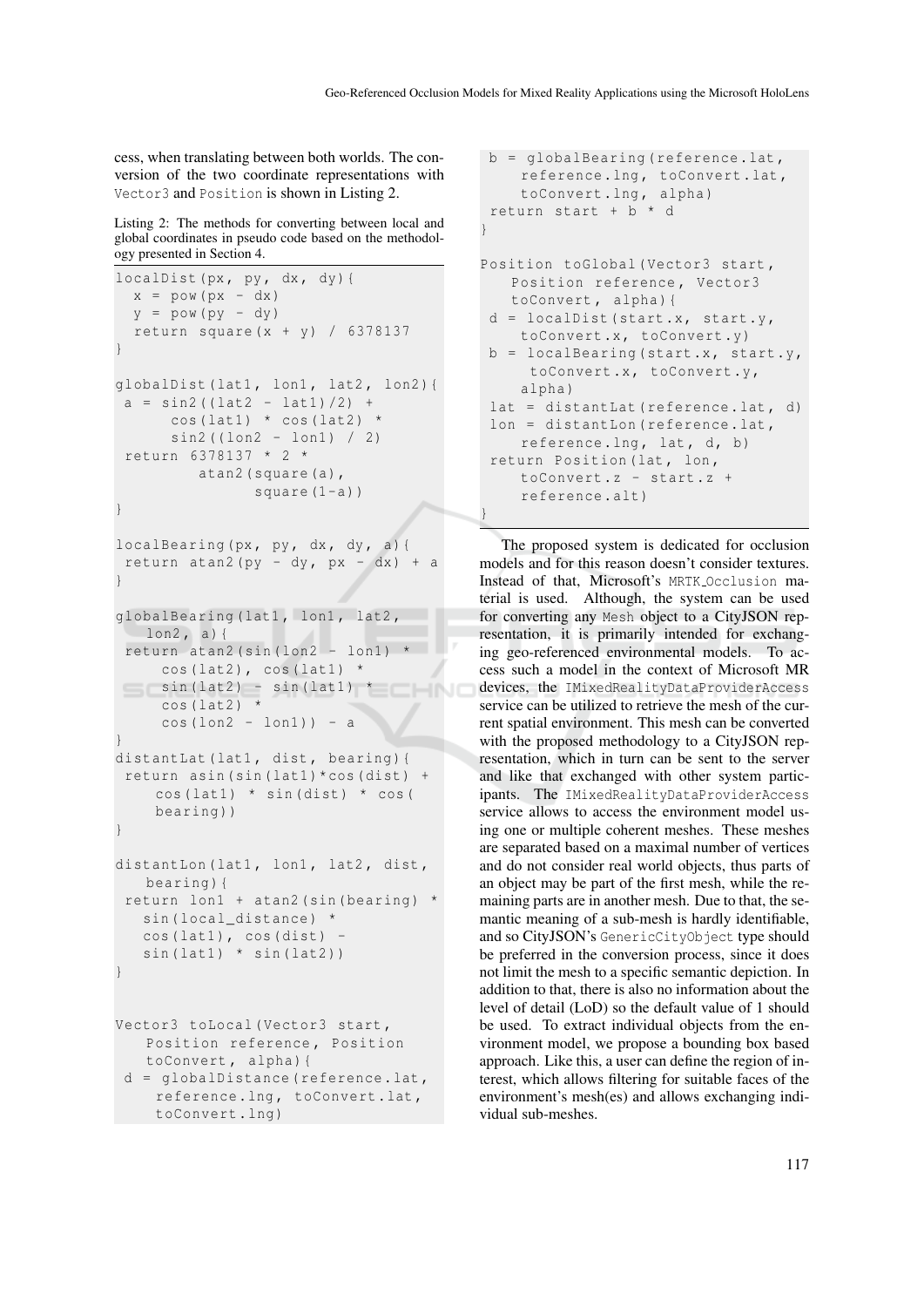cess, when translating between both worlds. The conversion of the two coordinate representations with `Vector3` and `Position` is shown in Listing 2.

Listing 2: The methods for converting between local and global coordinates in pseudo code based on the methodology presented in Section 4.

```
localDist(px, py, dx, dy){
  x = pow(px - dx)
  y = pow(py - dy)
  return square(x + y) / 6378137
}

globalDist(lat1, lon1, lat2, lon2){
 a = sin2((lat2 - lat1)/2) +
      cos(lat1) * cos(lat2) *
      sin2((lon2 - lon1) / 2)
 return 6378137 * 2 *
         atan2(square(a),
               square(1-a))
}

localBearing(px, py, dx, dy, a){
 return atan2(py - dy, px - dx) + a
}

globalBearing(lat1, lon1, lat2,
   lon2, a){
 return atan2(sin(lon2 - lon1) *
     cos(lat2), cos(lat1) *
     sin(lat2) - sin(lat1) *
     cos(lat2) *
     cos(lon2 - lon1)) - a
}
distantLat(lat1, dist, bearing){
 return asin(sin(lat1)*cos(dist) +
    cos(lat1) * sin(dist) * cos(
    bearing))
}

distantLon(lat1, lon1, lat2, dist,
   bearing){
 return lon1 + atan2(sin(bearing) *
   sin(local_distance) *
   cos(lat1), cos(dist) -
   sin(lat1) * sin(lat2))
}


Vector3 toLocal(Vector3 start,
   Position reference, Position
   toConvert, alpha){
 d = globalDistance(reference.lat,
    reference.lng, toConvert.lat,
    toConvert.lng)
 b = globalBearing(reference.lat,
    reference.lng, toConvert.lat,
    toConvert.lng, alpha)
 return start + b * d
}

Position toGlobal(Vector3 start,
   Position reference, Vector3
   toConvert, alpha){
 d = localDist(start.x, start.y,
    toConvert.x, toConvert.y)
 b = localBearing(start.x, start.y,
     toConvert.x, toConvert.y,
    alpha)
 lat = distantLat(reference.lat, d)
 lon = distantLon(reference.lat,
    reference.lng, lat, d, b)
 return Position(lat, lon,
    toConvert.z - start.z +
    reference.alt)
}
```

The proposed system is dedicated for occlusion models and for this reason doesn't consider textures. Instead of that, Microsoft's `MRTK_Occlusion` material is used. Although, the system can be used for converting any `Mesh` object to a CityJSON representation, it is primarily intended for exchanging geo-referenced environmental models. To access such a model in the context of Microsoft MR devices, the `IMixedRealityDataProviderAccess` service can be utilized to retrieve the mesh of the current spatial environment. This mesh can be converted with the proposed methodology to a CityJSON representation, which in turn can be sent to the server and like that exchanged with other system participants. The `IMixedRealityDataProviderAccess` service allows to access the environment model using one or multiple coherent meshes. These meshes are separated based on a maximal number of vertices and do not consider real world objects, thus parts of an object may be part of the first mesh, while the remaining parts are in another mesh. Due to that, the semantic meaning of a sub-mesh is hardly identifiable, and so CityJSON's `GenericCityObject` type should be preferred in the conversion process, since it does not limit the mesh to a specific semantic depiction. In addition to that, there is also no information about the level of detail (LoD) so the default value of 1 should be used. To extract individual objects from the environment model, we propose a bounding box based approach. Like this, a user can define the region of interest, which allows filtering for suitable faces of the environment's mesh(es) and allows exchanging individual sub-meshes.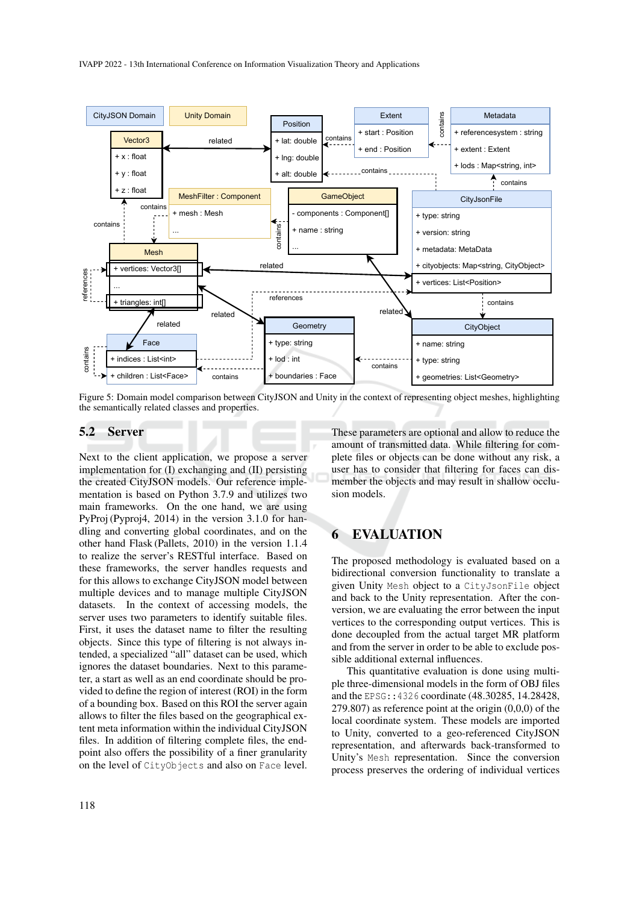Figure 5: Domain model comparison between CityJSON and Unity in the context of representing object meshes, highlighting the semantically related classes and properties.

### 5.2 Server

Next to the client application, we propose a server implementation for (I) exchanging and (II) persisting the created CityJSON models. Our reference implementation is based on Python 3.7.9 and utilizes two main frameworks. On the one hand, we are using PyProj (Pyproj4, 2014) in the version 3.1.0 for handling and converting global coordinates, and on the other hand Flask (Pallets, 2010) in the version 1.1.4 to realize the server's RESTful interface. Based on these frameworks, the server handles requests and for this allows to exchange CityJSON model between multiple devices and to manage multiple CityJSON datasets. In the context of accessing models, the server uses two parameters to identify suitable files. First, it uses the dataset name to filter the resulting objects. Since this type of filtering is not always intended, a specialized "all" dataset can be used, which ignores the dataset boundaries. Next to this parameter, a start as well as an end coordinate should be provided to define the region of interest (ROI) in the form of a bounding box. Based on this ROI the server again allows to filter the files based on the geographical extent meta information within the individual CityJSON files. In addition of filtering complete files, the endpoint also offers the possibility of a finer granularity on the level of `CityObjects` and also on `Face` level. These parameters are optional and allow to reduce the amount of transmitted data. While filtering for complete files or objects can be done without any risk, a user has to consider that filtering for faces can dismember the objects and may result in shallow occlusion models.

## 6 EVALUATION

The proposed methodology is evaluated based on a bidirectional conversion functionality to translate a given Unity `Mesh` object to a `CityJsonFile` object and back to the Unity representation. After the conversion, we are evaluating the error between the input vertices to the corresponding output vertices. This is done decoupled from the actual target MR platform and from the server in order to be able to exclude possible additional external influences.

This quantitative evaluation is done using multiple three-dimensional models in the form of OBJ files and the `EPSG::4326` coordinate (48.30285, 14.28428, 279.807) as reference point at the origin (0,0,0) of the local coordinate system. These models are imported to Unity, converted to a geo-referenced CityJSON representation, and afterwards back-transformed to Unity's `Mesh` representation. Since the conversion process preserves the ordering of individual vertices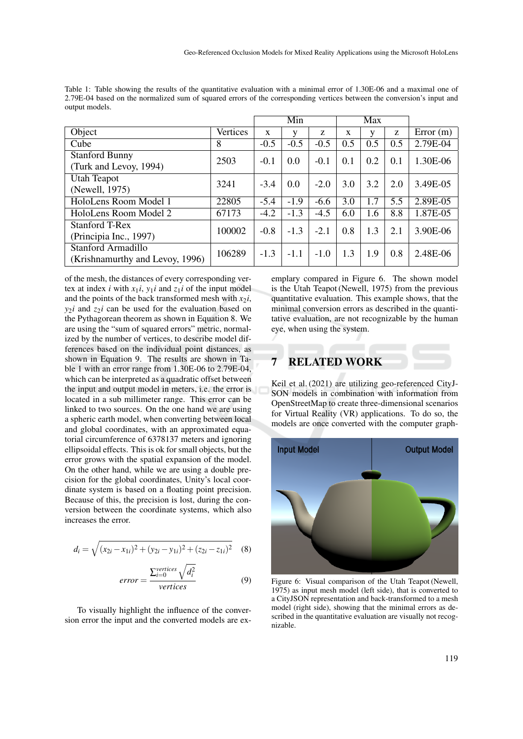Table 1: Table showing the results of the quantitative evaluation with a minimal error of 1.30E-06 and a maximal one of 2.79E-04 based on the normalized sum of squared errors of the corresponding vertices between the conversion's input and output models.

| | | Min | | | Max | | | |
|---|---|---|---|---|---|---|---|---|
| Object | Vertices | x | y | z | x | y | z | Error (m) |
| Cube | 8 | -0.5 | -0.5 | -0.5 | 0.5 | 0.5 | 0.5 | 2.79E-04 |
| Stanford Bunny (Turk and Levoy, 1994) | 2503 | -0.1 | 0.0 | -0.1 | 0.1 | 0.2 | 0.1 | 1.30E-06 |
| Utah Teapot (Newell, 1975) | 3241 | -3.4 | 0.0 | -2.0 | 3.0 | 3.2 | 2.0 | 3.49E-05 |
| HoloLens Room Model 1 | 22805 | -5.4 | -1.9 | -6.6 | 3.0 | 1.7 | 5.5 | 2.89E-05 |
| HoloLens Room Model 2 | 67173 | -4.2 | -1.3 | -4.5 | 6.0 | 1.6 | 8.8 | 1.87E-05 |
| Stanford T-Rex (Principia Inc., 1997) | 100002 | -0.8 | -1.3 | -2.1 | 0.8 | 1.3 | 2.1 | 3.90E-06 |
| Stanford Armadillo (Krishnamurthy and Levoy, 1996) | 106289 | -1.3 | -1.1 | -1.0 | 1.3 | 1.9 | 0.8 | 2.48E-06 |

of the mesh, the distances of every corresponding vertex at index $i$ with $x_1i$, $y_1i$ and $z_1i$ of the input model and the points of the back transformed mesh with $x_2i$, $y_2i$ and $z_2i$ can be used for the evaluation based on the Pythagorean theorem as shown in Equation 8. We are using the "sum of squared errors" metric, normalized by the number of vertices, to describe model differences based on the individual point distances, as shown in Equation 9. The results are shown in Table 1 with an error range from 1.30E-06 to 2.79E-04, which can be interpreted as a quadratic offset between the input and output model in meters, i.e. the error is located in a sub millimeter range. This error can be linked to two sources. On the one hand we are using a spheric earth model, when converting between local and global coordinates, with an approximated equatorial circumference of 6378137 meters and ignoring ellipsoidal effects. This is ok for small objects, but the error grows with the spatial expansion of the model. On the other hand, while we are using a double precision for the global coordinates, Unity's local coordinate system is based on a floating point precision. Because of this, the precision is lost, during the conversion between the coordinate systems, which also increases the error.

$$d_i = \sqrt{(x_{2i} - x_{1i})^2 + (y_{2i} - y_{1i})^2 + (z_{2i} - z_{1i})^2} \quad (8)$$

$$error = \frac{\sum_{i=0}^{vertices} \sqrt{d_i^2}}{vertices} \quad (9)$$

To visually highlight the influence of the conversion error the input and the converted models are exemplary compared in Figure 6. The shown model is the Utah Teapot (Newell, 1975) from the previous quantitative evaluation. This example shows, that the minimal conversion errors as described in the quantitative evaluation, are not recognizable by the human eye, when using the system.

# 7 RELATED WORK

Keil et al. (2021) are utilizing geo-referenced CityJSON models in combination with information from OpenStreetMap to create three-dimensional scenarios for Virtual Reality (VR) applications. To do so, the models are once converted with the computer graph-

Figure 6: Visual comparison of the Utah Teapot (Newell, 1975) as input mesh model (left side), that is converted to a CityJSON representation and back-transformed to a mesh model (right side), showing that the minimal errors as described in the quantitative evaluation are visually not recognizable.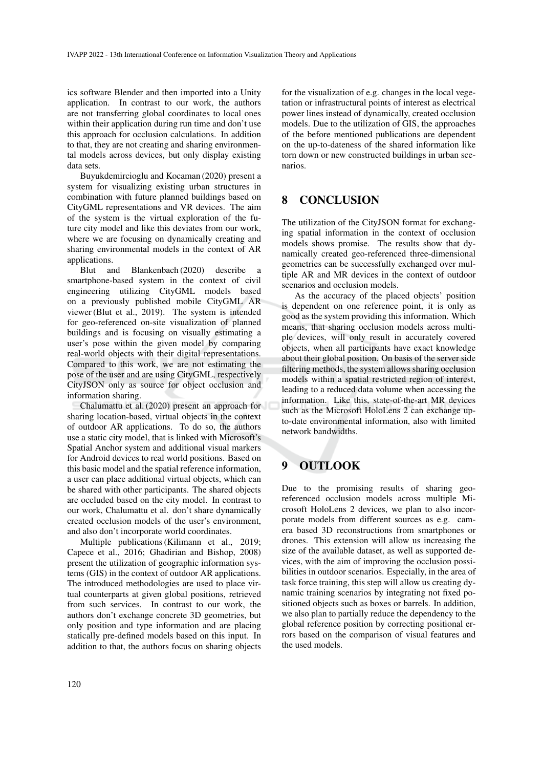ics software Blender and then imported into a Unity application. In contrast to our work, the authors are not transferring global coordinates to local ones within their application during run time and don't use this approach for occlusion calculations. In addition to that, they are not creating and sharing environmental models across devices, but only display existing data sets.

Buyukdemircioglu and Kocaman (2020) present a system for visualizing existing urban structures in combination with future planned buildings based on CityGML representations and VR devices. The aim of the system is the virtual exploration of the future city model and like this deviates from our work, where we are focusing on dynamically creating and sharing environmental models in the context of AR applications.

Blut and Blankenbach (2020) describe a smartphone-based system in the context of civil engineering utilizing CityGML models based on a previously published mobile CityGML AR viewer (Blut et al., 2019). The system is intended for geo-referenced on-site visualization of planned buildings and is focusing on visually estimating a user's pose within the given model by comparing real-world objects with their digital representations. Compared to this work, we are not estimating the pose of the user and are using CityGML, respectively CityJSON only as source for object occlusion and information sharing.

Chalumattu et al. (2020) present an approach for sharing location-based, virtual objects in the context of outdoor AR applications. To do so, the authors use a static city model, that is linked with Microsoft's Spatial Anchor system and additional visual markers for Android devices to real world positions. Based on this basic model and the spatial reference information, a user can place additional virtual objects, which can be shared with other participants. The shared objects are occluded based on the city model. In contrast to our work, Chalumattu et al. don't share dynamically created occlusion models of the user's environment, and also don't incorporate world coordinates.

Multiple publications (Kilimann et al., 2019; Capece et al., 2016; Ghadirian and Bishop, 2008) present the utilization of geographic information systems (GIS) in the context of outdoor AR applications. The introduced methodologies are used to place virtual counterparts at given global positions, retrieved from such services. In contrast to our work, the authors don't exchange concrete 3D geometries, but only position and type information and are placing statically pre-defined models based on this input. In addition to that, the authors focus on sharing objects for the visualization of e.g. changes in the local vegetation or infrastructural points of interest as electrical power lines instead of dynamically, created occlusion models. Due to the utilization of GIS, the approaches of the before mentioned publications are dependent on the up-to-dateness of the shared information like torn down or new constructed buildings in urban scenarios.

## 8 CONCLUSION

The utilization of the CityJSON format for exchanging spatial information in the context of occlusion models shows promise. The results show that dynamically created geo-referenced three-dimensional geometries can be successfully exchanged over multiple AR and MR devices in the context of outdoor scenarios and occlusion models.

As the accuracy of the placed objects' position is dependent on one reference point, it is only as good as the system providing this information. Which means, that sharing occlusion models across multiple devices, will only result in accurately covered objects, when all participants have exact knowledge about their global position. On basis of the server side filtering methods, the system allows sharing occlusion models within a spatial restricted region of interest, leading to a reduced data volume when accessing the information. Like this, state-of-the-art MR devices such as the Microsoft HoloLens 2 can exchange up-to-date environmental information, also with limited network bandwidths.

## 9 OUTLOOK

Due to the promising results of sharing geo-referenced occlusion models across multiple Microsoft HoloLens 2 devices, we plan to also incorporate models from different sources as e.g. camera based 3D reconstructions from smartphones or drones. This extension will allow us increasing the size of the available dataset, as well as supported devices, with the aim of improving the occlusion possibilities in outdoor scenarios. Especially, in the area of task force training, this step will allow us creating dynamic training scenarios by integrating not fixed positioned objects such as boxes or barrels. In addition, we also plan to partially reduce the dependency to the global reference position by correcting positional errors based on the comparison of visual features and the used models.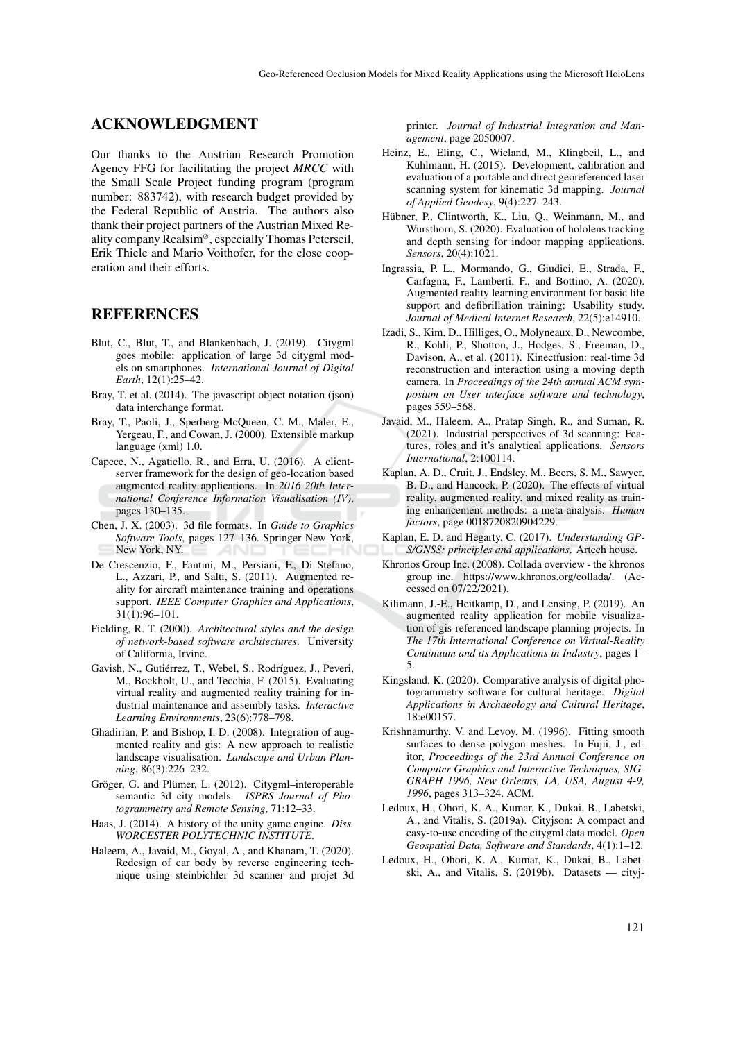## ACKNOWLEDGMENT

Our thanks to the Austrian Research Promotion Agency FFG for facilitating the project *MRCC* with the Small Scale Project funding program (program number: 883742), with research budget provided by the Federal Republic of Austria. The authors also thank their project partners of the Austrian Mixed Reality company Realsim®, especially Thomas Peterseil, Erik Thiele and Mario Voithofer, for the close cooperation and their efforts.

## REFERENCES

Blut, C., Blut, T., and Blankenbach, J. (2019). Citygml goes mobile: application of large 3d citygml models on smartphones. *International Journal of Digital Earth*, 12(1):25–42.

Bray, T. et al. (2014). The javascript object notation (json) data interchange format.

Bray, T., Paoli, J., Sperberg-McQueen, C. M., Maler, E., Yergeau, F., and Cowan, J. (2000). Extensible markup language (xml) 1.0.

Capece, N., Agatiello, R., and Erra, U. (2016). A client-server framework for the design of geo-location based augmented reality applications. In *2016 20th International Conference Information Visualisation (IV)*, pages 130–135.

Chen, J. X. (2003). 3d file formats. In *Guide to Graphics Software Tools*, pages 127–136. Springer New York, New York, NY.

De Crescenzio, F., Fantini, M., Persiani, F., Di Stefano, L., Azzari, P., and Salti, S. (2011). Augmented reality for aircraft maintenance training and operations support. *IEEE Computer Graphics and Applications*, 31(1):96–101.

Fielding, R. T. (2000). *Architectural styles and the design of network-based software architectures*. University of California, Irvine.

Gavish, N., Gutiérrez, T., Webel, S., Rodríguez, J., Peveri, M., Bockholt, U., and Tecchia, F. (2015). Evaluating virtual reality and augmented reality training for industrial maintenance and assembly tasks. *Interactive Learning Environments*, 23(6):778–798.

Ghadirian, P. and Bishop, I. D. (2008). Integration of augmented reality and gis: A new approach to realistic landscape visualisation. *Landscape and Urban Planning*, 86(3):226–232.

Gröger, G. and Plümer, L. (2012). Citygml–interoperable semantic 3d city models. *ISPRS Journal of Photogrammetry and Remote Sensing*, 71:12–33.

Haas, J. (2014). A history of the unity game engine. *Diss. WORCESTER POLYTECHNIC INSTITUTE*.

Haleem, A., Javaid, M., Goyal, A., and Khanam, T. (2020). Redesign of car body by reverse engineering technique using steinbichler 3d scanner and projet 3d printer. *Journal of Industrial Integration and Management*, page 2050007.

Heinz, E., Eling, C., Wieland, M., Klingbeil, L., and Kuhlmann, H. (2015). Development, calibration and evaluation of a portable and direct georeferenced laser scanning system for kinematic 3d mapping. *Journal of Applied Geodesy*, 9(4):227–243.

Hübner, P., Clintworth, K., Liu, Q., Weinmann, M., and Wursthorn, S. (2020). Evaluation of hololens tracking and depth sensing for indoor mapping applications. *Sensors*, 20(4):1021.

Ingrassia, P. L., Mormando, G., Giudici, E., Strada, F., Carfagna, F., Lamberti, F., and Bottino, A. (2020). Augmented reality learning environment for basic life support and defibrillation training: Usability study. *Journal of Medical Internet Research*, 22(5):e14910.

Izadi, S., Kim, D., Hilliges, O., Molyneaux, D., Newcombe, R., Kohli, P., Shotton, J., Hodges, S., Freeman, D., Davison, A., et al. (2011). Kinectfusion: real-time 3d reconstruction and interaction using a moving depth camera. In *Proceedings of the 24th annual ACM symposium on User interface software and technology*, pages 559–568.

Javaid, M., Haleem, A., Pratap Singh, R., and Suman, R. (2021). Industrial perspectives of 3d scanning: Features, roles and it's analytical applications. *Sensors International*, 2:100114.

Kaplan, A. D., Cruit, J., Endsley, M., Beers, S. M., Sawyer, B. D., and Hancock, P. (2020). The effects of virtual reality, augmented reality, and mixed reality as training enhancement methods: a meta-analysis. *Human factors*, page 0018720820904229.

Kaplan, E. D. and Hegarty, C. (2017). *Understanding GPS/GNSS: principles and applications*. Artech house.

Khronos Group Inc. (2008). Collada overview - the khronos group inc. https://www.khronos.org/collada/. (Accessed on 07/22/2021).

Kilimann, J.-E., Heitkamp, D., and Lensing, P. (2019). An augmented reality application for mobile visualization of gis-referenced landscape planning projects. In *The 17th International Conference on Virtual-Reality Continuum and its Applications in Industry*, pages 1–5.

Kingsland, K. (2020). Comparative analysis of digital photogrammetry software for cultural heritage. *Digital Applications in Archaeology and Cultural Heritage*, 18:e00157.

Krishnamurthy, V. and Levoy, M. (1996). Fitting smooth surfaces to dense polygon meshes. In Fujii, J., editor, *Proceedings of the 23rd Annual Conference on Computer Graphics and Interactive Techniques, SIGGRAPH 1996, New Orleans, LA, USA, August 4-9, 1996*, pages 313–324. ACM.

Ledoux, H., Ohori, K. A., Kumar, K., Dukai, B., Labetski, A., and Vitalis, S. (2019a). Cityjson: A compact and easy-to-use encoding of the citygml data model. *Open Geospatial Data, Software and Standards*, 4(1):1–12.

Ledoux, H., Ohori, K. A., Kumar, K., Dukai, B., Labetski, A., and Vitalis, S. (2019b). Datasets — cityj-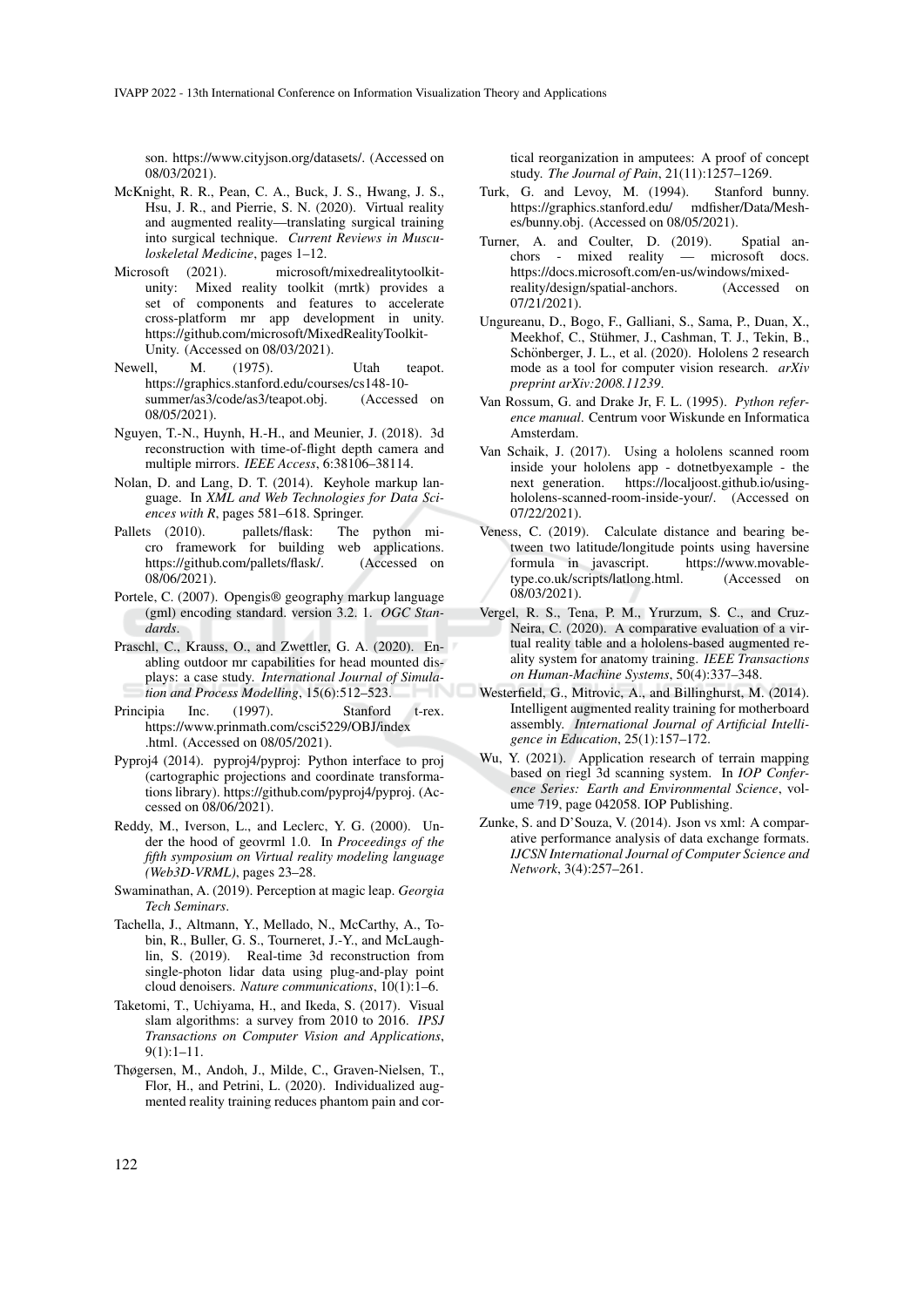son. https://www.cityjson.org/datasets/. (Accessed on 08/03/2021).

McKnight, R. R., Pean, C. A., Buck, J. S., Hwang, J. S., Hsu, J. R., and Pierrie, S. N. (2020). Virtual reality and augmented reality—translating surgical training into surgical technique. *Current Reviews in Musculoskeletal Medicine*, pages 1–12.

Microsoft (2021). microsoft/mixedrealitytoolkit-unity: Mixed reality toolkit (mrtk) provides a set of components and features to accelerate cross-platform mr app development in unity. https://github.com/microsoft/MixedRealityToolkit-Unity. (Accessed on 08/03/2021).

Newell, M. (1975). Utah teapot. https://graphics.stanford.edu/courses/cs148-10-summer/as3/code/as3/teapot.obj. (Accessed on 08/05/2021).

Nguyen, T.-N., Huynh, H.-H., and Meunier, J. (2018). 3d reconstruction with time-of-flight depth camera and multiple mirrors. *IEEE Access*, 6:38106–38114.

Nolan, D. and Lang, D. T. (2014). Keyhole markup language. In *XML and Web Technologies for Data Sciences with R*, pages 581–618. Springer.

Pallets (2010). pallets/flask: The python micro framework for building web applications. https://github.com/pallets/flask/. (Accessed on 08/06/2021).

Portele, C. (2007). Opengis® geography markup language (gml) encoding standard. version 3.2. 1. *OGC Standards*.

Praschl, C., Krauss, O., and Zwettler, G. A. (2020). Enabling outdoor mr capabilities for head mounted displays: a case study. *International Journal of Simulation and Process Modelling*, 15(6):512–523.

Principia Inc. (1997). Stanford t-rex. https://www.prinmath.com/csci5229/OBJ/index .html. (Accessed on 08/05/2021).

Pyproj4 (2014). pyproj4/pyproj: Python interface to proj (cartographic projections and coordinate transformations library). https://github.com/pyproj4/pyproj. (Accessed on 08/06/2021).

Reddy, M., Iverson, L., and Leclerc, Y. G. (2000). Under the hood of geovrml 1.0. In *Proceedings of the fifth symposium on Virtual reality modeling language (Web3D-VRML)*, pages 23–28.

Swaminathan, A. (2019). Perception at magic leap. *Georgia Tech Seminars*.

Tachella, J., Altmann, Y., Mellado, N., McCarthy, A., Tobin, R., Buller, G. S., Tourneret, J.-Y., and McLaughlin, S. (2019). Real-time 3d reconstruction from single-photon lidar data using plug-and-play point cloud denoisers. *Nature communications*, 10(1):1–6.

Taketomi, T., Uchiyama, H., and Ikeda, S. (2017). Visual slam algorithms: a survey from 2010 to 2016. *IPSJ Transactions on Computer Vision and Applications*, 9(1):1–11.

Thøgersen, M., Andoh, J., Milde, C., Graven-Nielsen, T., Flor, H., and Petrini, L. (2020). Individualized augmented reality training reduces phantom pain and cortical reorganization in amputees: A proof of concept study. *The Journal of Pain*, 21(11):1257–1269.

Turk, G. and Levoy, M. (1994). Stanford bunny. https://graphics.stanford.edu/ mdfisher/Data/Meshes/bunny.obj. (Accessed on 08/05/2021).

Turner, A. and Coulter, D. (2019). Spatial anchors - mixed reality — microsoft docs. https://docs.microsoft.com/en-us/windows/mixed-reality/design/spatial-anchors. (Accessed on 07/21/2021).

Ungureanu, D., Bogo, F., Galliani, S., Sama, P., Duan, X., Meekhof, C., Stühmer, J., Cashman, T. J., Tekin, B., Schönberger, J. L., et al. (2020). Hololens 2 research mode as a tool for computer vision research. *arXiv preprint arXiv:2008.11239*.

Van Rossum, G. and Drake Jr, F. L. (1995). *Python reference manual*. Centrum voor Wiskunde en Informatica Amsterdam.

Van Schaik, J. (2017). Using a hololens scanned room inside your hololens app - dotnetbyexample - the next generation. https://localjoost.github.io/using-hololens-scanned-room-inside-your/. (Accessed on 07/22/2021).

Veness, C. (2019). Calculate distance and bearing between two latitude/longitude points using haversine formula in javascript. https://www.movable-type.co.uk/scripts/latlong.html. (Accessed on 08/03/2021).

Vergel, R. S., Tena, P. M., Yrurzum, S. C., and Cruz-Neira, C. (2020). A comparative evaluation of a virtual reality table and a hololens-based augmented reality system for anatomy training. *IEEE Transactions on Human-Machine Systems*, 50(4):337–348.

Westerfield, G., Mitrovic, A., and Billinghurst, M. (2014). Intelligent augmented reality training for motherboard assembly. *International Journal of Artificial Intelligence in Education*, 25(1):157–172.

Wu, Y. (2021). Application research of terrain mapping based on riegl 3d scanning system. In *IOP Conference Series: Earth and Environmental Science*, volume 719, page 042058. IOP Publishing.

Zunke, S. and D'Souza, V. (2014). Json vs xml: A comparative performance analysis of data exchange formats. *IJCSN International Journal of Computer Science and Network*, 3(4):257–261.